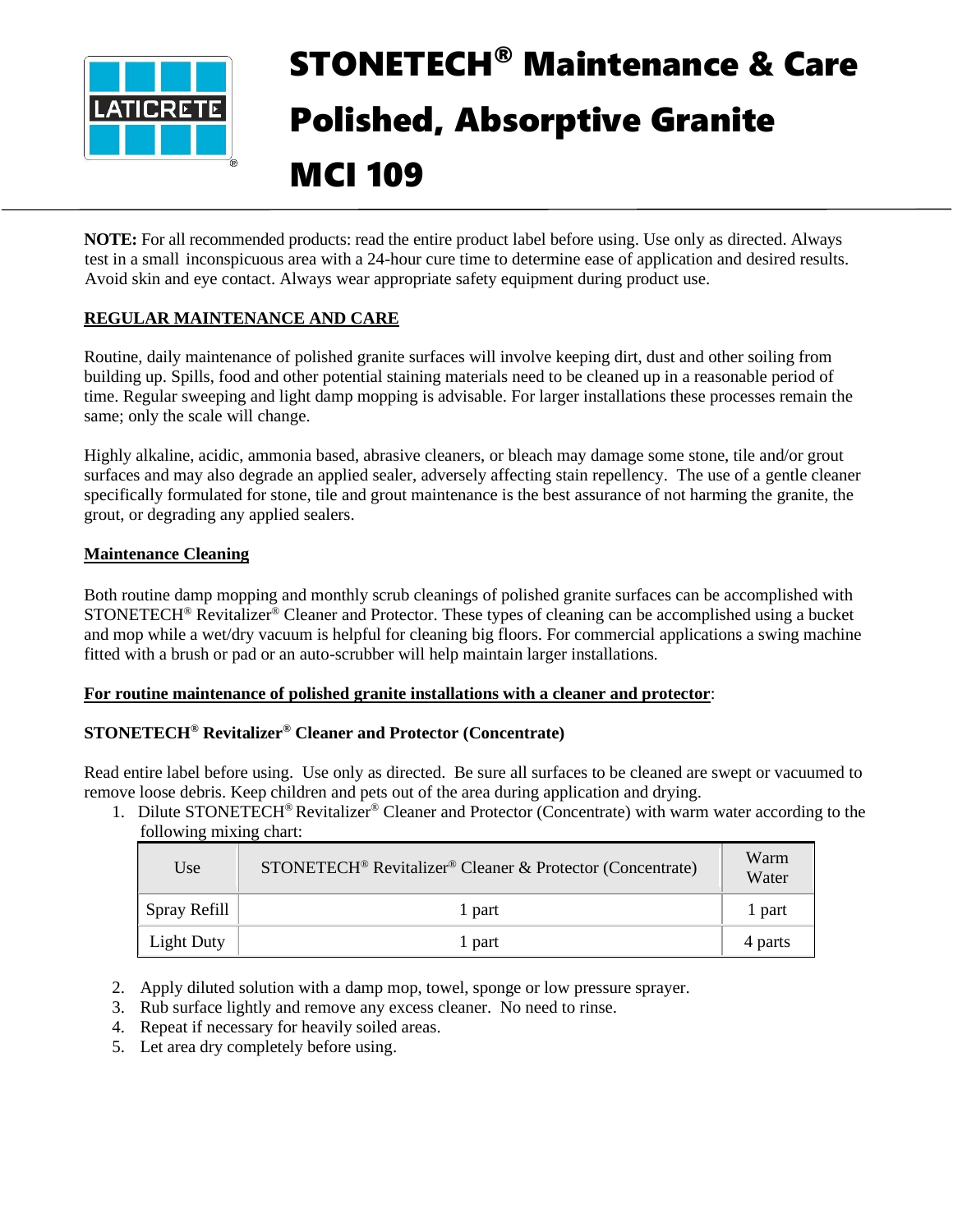# STONETECH® Maintenance & Care
# Polished, Absorptive Granite
# MCI 109

**NOTE:** For all recommended products: read the entire product label before using. Use only as directed. Always test in a small inconspicuous area with a 24-hour cure time to determine ease of application and desired results. Avoid skin and eye contact. Always wear appropriate safety equipment during product use.

## REGULAR MAINTENANCE AND CARE

Routine, daily maintenance of polished granite surfaces will involve keeping dirt, dust and other soiling from building up. Spills, food and other potential staining materials need to be cleaned up in a reasonable period of time. Regular sweeping and light damp mopping is advisable. For larger installations these processes remain the same; only the scale will change.

Highly alkaline, acidic, ammonia based, abrasive cleaners, or bleach may damage some stone, tile and/or grout surfaces and may also degrade an applied sealer, adversely affecting stain repellency. The use of a gentle cleaner specifically formulated for stone, tile and grout maintenance is the best assurance of not harming the granite, the grout, or degrading any applied sealers.

### Maintenance Cleaning

Both routine damp mopping and monthly scrub cleanings of polished granite surfaces can be accomplished with STONETECH® Revitalizer® Cleaner and Protector. These types of cleaning can be accomplished using a bucket and mop while a wet/dry vacuum is helpful for cleaning big floors. For commercial applications a swing machine fitted with a brush or pad or an auto-scrubber will help maintain larger installations.

**For routine maintenance of polished granite installations with a cleaner and protector**:

**STONETECH® Revitalizer® Cleaner and Protector (Concentrate)**

Read entire label before using. Use only as directed. Be sure all surfaces to be cleaned are swept or vacuumed to remove loose debris. Keep children and pets out of the area during application and drying.

1. Dilute STONETECH® Revitalizer® Cleaner and Protector (Concentrate) with warm water according to the following mixing chart:

| Use | STONETECH® Revitalizer® Cleaner & Protector (Concentrate) | Warm Water |
|---|---|---|
| Spray Refill | 1 part | 1 part |
| Light Duty | 1 part | 4 parts |

2. Apply diluted solution with a damp mop, towel, sponge or low pressure sprayer.
3. Rub surface lightly and remove any excess cleaner. No need to rinse.
4. Repeat if necessary for heavily soiled areas.
5. Let area dry completely before using.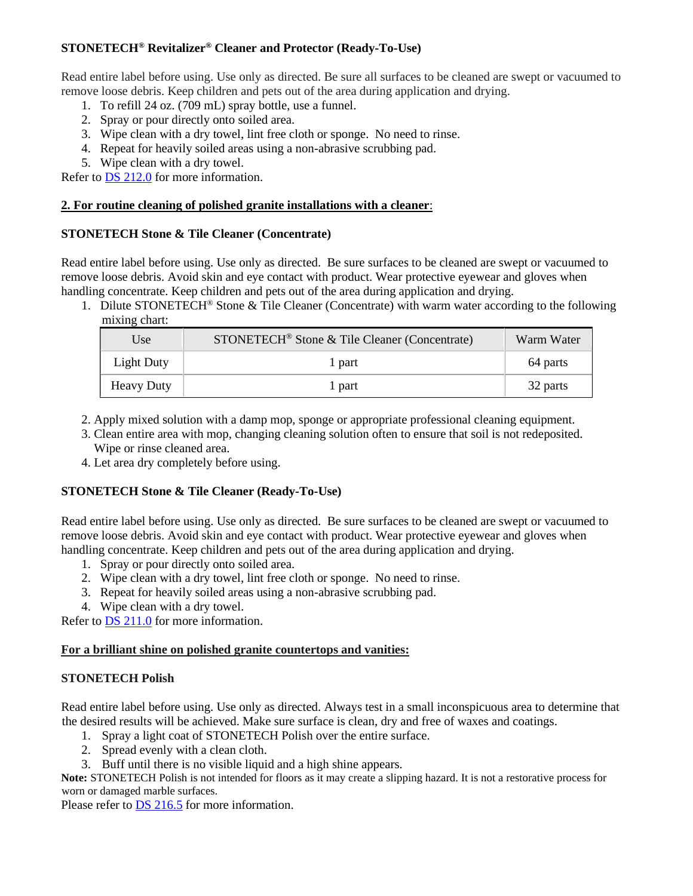**STONETECH® Revitalizer® Cleaner and Protector (Ready-To-Use)**

Read entire label before using. Use only as directed. Be sure all surfaces to be cleaned are swept or vacuumed to remove loose debris. Keep children and pets out of the area during application and drying.

1. To refill 24 oz. (709 mL) spray bottle, use a funnel.
2. Spray or pour directly onto soiled area.
3. Wipe clean with a dry towel, lint free cloth or sponge. No need to rinse.
4. Repeat for heavily soiled areas using a non-abrasive scrubbing pad.
5. Wipe clean with a dry towel.

Refer to DS 212.0 for more information.

**2. For routine cleaning of polished granite installations with a cleaner:**

**STONETECH Stone & Tile Cleaner (Concentrate)**

Read entire label before using. Use only as directed. Be sure surfaces to be cleaned are swept or vacuumed to remove loose debris. Avoid skin and eye contact with product. Wear protective eyewear and gloves when handling concentrate. Keep children and pets out of the area during application and drying.

1. Dilute STONETECH® Stone & Tile Cleaner (Concentrate) with warm water according to the following mixing chart:

| Use | STONETECH® Stone & Tile Cleaner (Concentrate) | Warm Water |
|---|---|---|
| Light Duty | 1 part | 64 parts |
| Heavy Duty | 1 part | 32 parts |

2. Apply mixed solution with a damp mop, sponge or appropriate professional cleaning equipment.
3. Clean entire area with mop, changing cleaning solution often to ensure that soil is not redeposited. Wipe or rinse cleaned area.
4. Let area dry completely before using.

**STONETECH Stone & Tile Cleaner (Ready-To-Use)**

Read entire label before using. Use only as directed. Be sure surfaces to be cleaned are swept or vacuumed to remove loose debris. Avoid skin and eye contact with product. Wear protective eyewear and gloves when handling concentrate. Keep children and pets out of the area during application and drying.

1. Spray or pour directly onto soiled area.
2. Wipe clean with a dry towel, lint free cloth or sponge. No need to rinse.
3. Repeat for heavily soiled areas using a non-abrasive scrubbing pad.
4. Wipe clean with a dry towel.

Refer to DS 211.0 for more information.

**For a brilliant shine on polished granite countertops and vanities:**

**STONETECH Polish**

Read entire label before using. Use only as directed. Always test in a small inconspicuous area to determine that the desired results will be achieved. Make sure surface is clean, dry and free of waxes and coatings.

1. Spray a light coat of STONETECH Polish over the entire surface.
2. Spread evenly with a clean cloth.
3. Buff until there is no visible liquid and a high shine appears.

**Note:** STONETECH Polish is not intended for floors as it may create a slipping hazard. It is not a restorative process for worn or damaged marble surfaces.

Please refer to DS 216.5 for more information.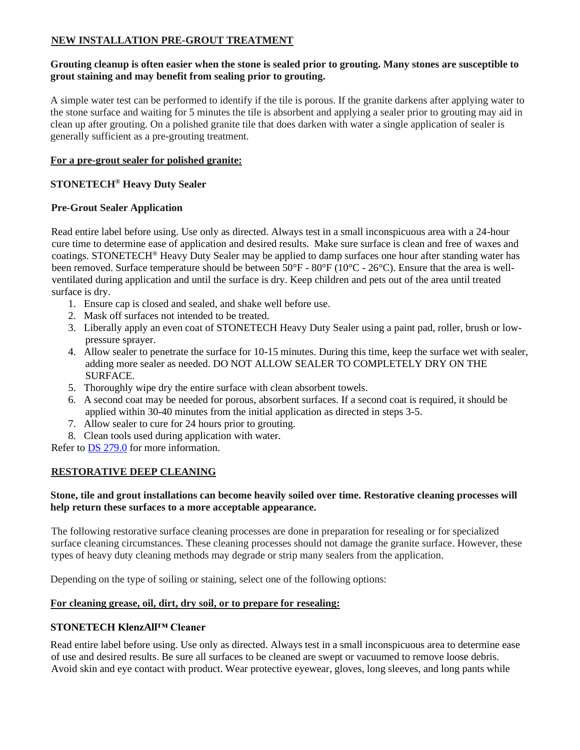## NEW INSTALLATION PRE-GROUT TREATMENT

**Grouting cleanup is often easier when the stone is sealed prior to grouting. Many stones are susceptible to grout staining and may benefit from sealing prior to grouting.**

A simple water test can be performed to identify if the tile is porous. If the granite darkens after applying water to the stone surface and waiting for 5 minutes the tile is absorbent and applying a sealer prior to grouting may aid in clean up after grouting. On a polished granite tile that does darken with water a single application of sealer is generally sufficient as a pre-grouting treatment.

**For a pre-grout sealer for polished granite:**

### STONETECH® Heavy Duty Sealer

**Pre-Grout Sealer Application**

Read entire label before using. Use only as directed. Always test in a small inconspicuous area with a 24-hour cure time to determine ease of application and desired results. Make sure surface is clean and free of waxes and coatings. STONETECH® Heavy Duty Sealer may be applied to damp surfaces one hour after standing water has been removed. Surface temperature should be between 50°F - 80°F (10°C - 26°C). Ensure that the area is well-ventilated during application and until the surface is dry. Keep children and pets out of the area until treated surface is dry.

1. Ensure cap is closed and sealed, and shake well before use.
2. Mask off surfaces not intended to be treated.
3. Liberally apply an even coat of STONETECH Heavy Duty Sealer using a paint pad, roller, brush or low-pressure sprayer.
4. Allow sealer to penetrate the surface for 10-15 minutes. During this time, keep the surface wet with sealer, adding more sealer as needed. DO NOT ALLOW SEALER TO COMPLETELY DRY ON THE SURFACE.
5. Thoroughly wipe dry the entire surface with clean absorbent towels.
6. A second coat may be needed for porous, absorbent surfaces. If a second coat is required, it should be applied within 30-40 minutes from the initial application as directed in steps 3-5.
7. Allow sealer to cure for 24 hours prior to grouting.
8. Clean tools used during application with water.

Refer to DS 279.0 for more information.

## RESTORATIVE DEEP CLEANING

**Stone, tile and grout installations can become heavily soiled over time. Restorative cleaning processes will help return these surfaces to a more acceptable appearance.**

The following restorative surface cleaning processes are done in preparation for resealing or for specialized surface cleaning circumstances. These cleaning processes should not damage the granite surface. However, these types of heavy duty cleaning methods may degrade or strip many sealers from the application.

Depending on the type of soiling or staining, select one of the following options:

**For cleaning grease, oil, dirt, dry soil, or to prepare for resealing:**

### STONETECH KlenzAll™ Cleaner

Read entire label before using. Use only as directed. Always test in a small inconspicuous area to determine ease of use and desired results. Be sure all surfaces to be cleaned are swept or vacuumed to remove loose debris. Avoid skin and eye contact with product. Wear protective eyewear, gloves, long sleeves, and long pants while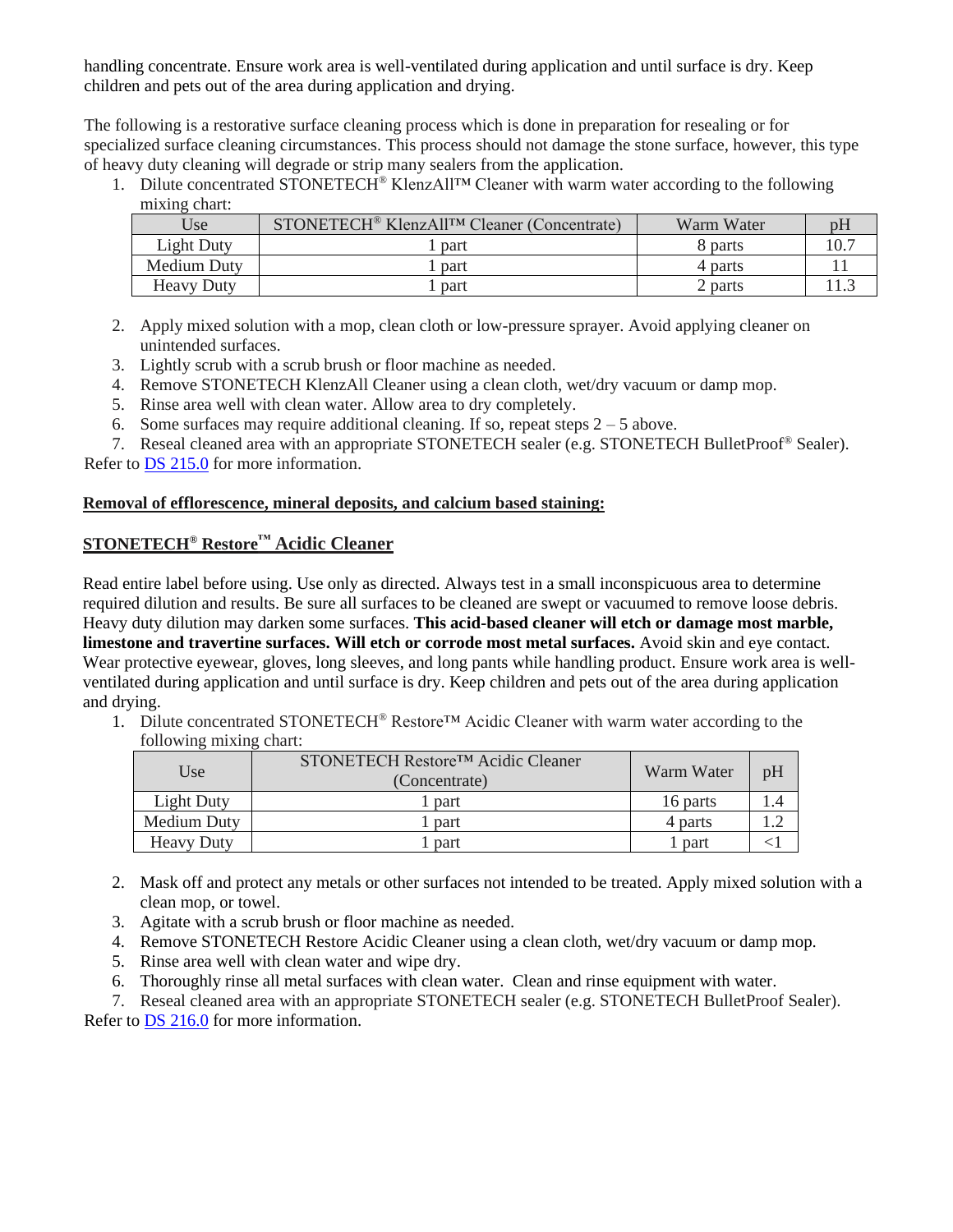handling concentrate. Ensure work area is well-ventilated during application and until surface is dry. Keep children and pets out of the area during application and drying.

The following is a restorative surface cleaning process which is done in preparation for resealing or for specialized surface cleaning circumstances. This process should not damage the stone surface, however, this type of heavy duty cleaning will degrade or strip many sealers from the application.

1. Dilute concentrated STONETECH® KlenzAll™ Cleaner with warm water according to the following mixing chart:

| Use | STONETECH® KlenzAll™ Cleaner (Concentrate) | Warm Water | pH |
|---|---|---|---|
| Light Duty | 1 part | 8 parts | 10.7 |
| Medium Duty | 1 part | 4 parts | 11 |
| Heavy Duty | 1 part | 2 parts | 11.3 |

2. Apply mixed solution with a mop, clean cloth or low-pressure sprayer. Avoid applying cleaner on unintended surfaces.
3. Lightly scrub with a scrub brush or floor machine as needed.
4. Remove STONETECH KlenzAll Cleaner using a clean cloth, wet/dry vacuum or damp mop.
5. Rinse area well with clean water. Allow area to dry completely.
6. Some surfaces may require additional cleaning. If so, repeat steps 2 – 5 above.
7. Reseal cleaned area with an appropriate STONETECH sealer (e.g. STONETECH BulletProof® Sealer).

Refer to DS 215.0 for more information.

**Removal of efflorescence, mineral deposits, and calcium based staining:**

## STONETECH® Restore™ Acidic Cleaner

Read entire label before using. Use only as directed. Always test in a small inconspicuous area to determine required dilution and results. Be sure all surfaces to be cleaned are swept or vacuumed to remove loose debris. Heavy duty dilution may darken some surfaces. **This acid-based cleaner will etch or damage most marble, limestone and travertine surfaces. Will etch or corrode most metal surfaces.** Avoid skin and eye contact. Wear protective eyewear, gloves, long sleeves, and long pants while handling product. Ensure work area is well-ventilated during application and until surface is dry. Keep children and pets out of the area during application and drying.

1. Dilute concentrated STONETECH® Restore™ Acidic Cleaner with warm water according to the following mixing chart:

| Use | STONETECH Restore™ Acidic Cleaner (Concentrate) | Warm Water | pH |
|---|---|---|---|
| Light Duty | 1 part | 16 parts | 1.4 |
| Medium Duty | 1 part | 4 parts | 1.2 |
| Heavy Duty | 1 part | 1 part | <1 |

2. Mask off and protect any metals or other surfaces not intended to be treated. Apply mixed solution with a clean mop, or towel.
3. Agitate with a scrub brush or floor machine as needed.
4. Remove STONETECH Restore Acidic Cleaner using a clean cloth, wet/dry vacuum or damp mop.
5. Rinse area well with clean water and wipe dry.
6. Thoroughly rinse all metal surfaces with clean water. Clean and rinse equipment with water.
7. Reseal cleaned area with an appropriate STONETECH sealer (e.g. STONETECH BulletProof Sealer).

Refer to DS 216.0 for more information.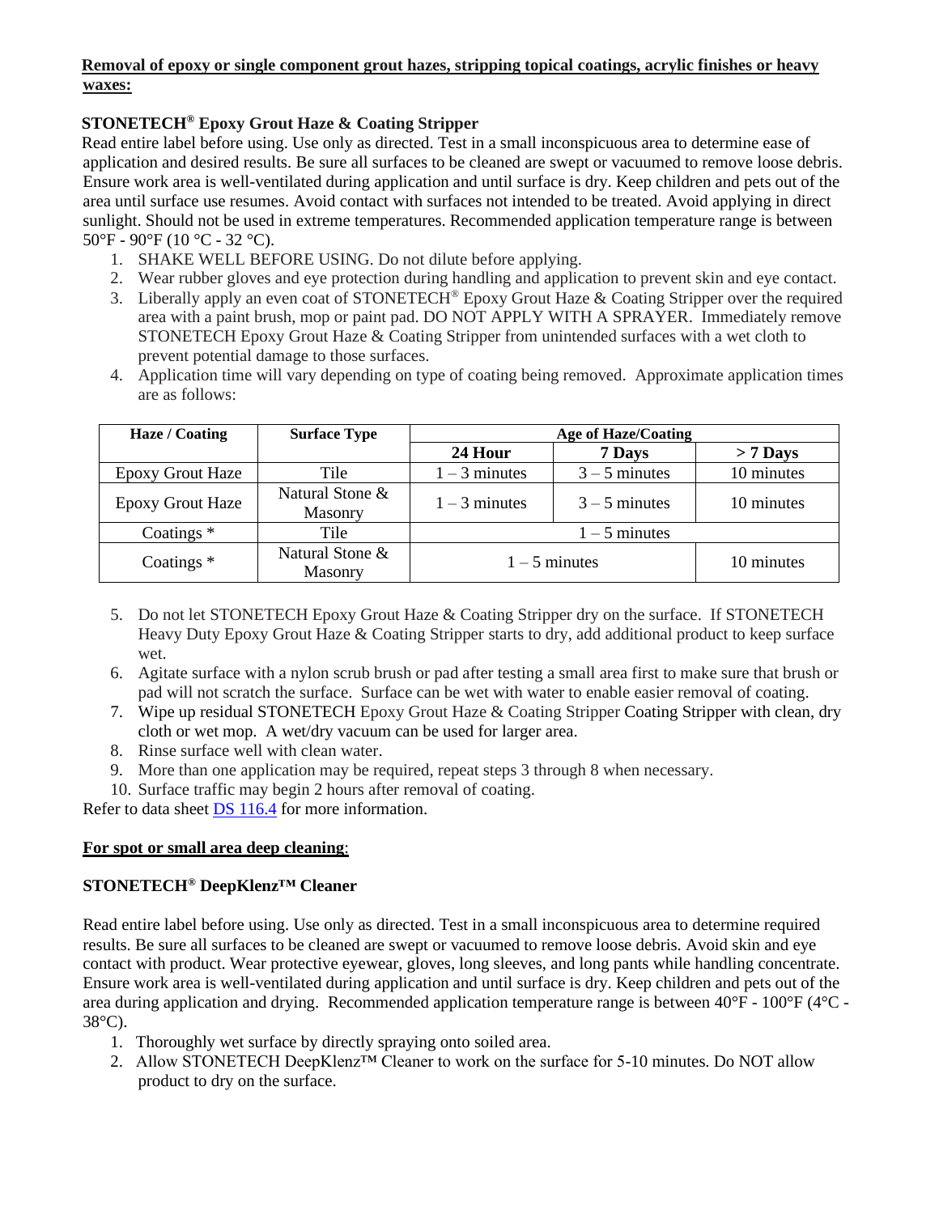**Removal of epoxy or single component grout hazes, stripping topical coatings, acrylic finishes or heavy waxes:**

**STONETECH® Epoxy Grout Haze & Coating Stripper**

Read entire label before using. Use only as directed. Test in a small inconspicuous area to determine ease of application and desired results. Be sure all surfaces to be cleaned are swept or vacuumed to remove loose debris. Ensure work area is well-ventilated during application and until surface is dry. Keep children and pets out of the area until surface use resumes. Avoid contact with surfaces not intended to be treated. Avoid applying in direct sunlight. Should not be used in extreme temperatures. Recommended application temperature range is between 50°F - 90°F (10 °C - 32 °C).

1. SHAKE WELL BEFORE USING. Do not dilute before applying.
2. Wear rubber gloves and eye protection during handling and application to prevent skin and eye contact.
3. Liberally apply an even coat of STONETECH® Epoxy Grout Haze & Coating Stripper over the required area with a paint brush, mop or paint pad. DO NOT APPLY WITH A SPRAYER. Immediately remove STONETECH Epoxy Grout Haze & Coating Stripper from unintended surfaces with a wet cloth to prevent potential damage to those surfaces.
4. Application time will vary depending on type of coating being removed. Approximate application times are as follows:

| Haze / Coating | Surface Type | Age of Haze/Coating | | |
|---|---|---|---|---|
| | | 24 Hour | 7 Days | > 7 Days |
| Epoxy Grout Haze | Tile | 1 – 3 minutes | 3 – 5 minutes | 10 minutes |
| Epoxy Grout Haze | Natural Stone & Masonry | 1 – 3 minutes | 3 – 5 minutes | 10 minutes |
| Coatings * | Tile | 1 – 5 minutes | | |
| Coatings * | Natural Stone & Masonry | 1 – 5 minutes | | 10 minutes |

5. Do not let STONETECH Epoxy Grout Haze & Coating Stripper dry on the surface. If STONETECH Heavy Duty Epoxy Grout Haze & Coating Stripper starts to dry, add additional product to keep surface wet.
6. Agitate surface with a nylon scrub brush or pad after testing a small area first to make sure that brush or pad will not scratch the surface. Surface can be wet with water to enable easier removal of coating.
7. Wipe up residual STONETECH Epoxy Grout Haze & Coating Stripper Coating Stripper with clean, dry cloth or wet mop. A wet/dry vacuum can be used for larger area.
8. Rinse surface well with clean water.
9. More than one application may be required, repeat steps 3 through 8 when necessary.
10. Surface traffic may begin 2 hours after removal of coating.

Refer to data sheet DS 116.4 for more information.

**For spot or small area deep cleaning**:

**STONETECH® DeepKlenz™ Cleaner**

Read entire label before using. Use only as directed. Test in a small inconspicuous area to determine required results. Be sure all surfaces to be cleaned are swept or vacuumed to remove loose debris. Avoid skin and eye contact with product. Wear protective eyewear, gloves, long sleeves, and long pants while handling concentrate. Ensure work area is well-ventilated during application and until surface is dry. Keep children and pets out of the area during application and drying. Recommended application temperature range is between 40°F - 100°F (4°C - 38°C).

1. Thoroughly wet surface by directly spraying onto soiled area.
2. Allow STONETECH DeepKlenz™ Cleaner to work on the surface for 5-10 minutes. Do NOT allow product to dry on the surface.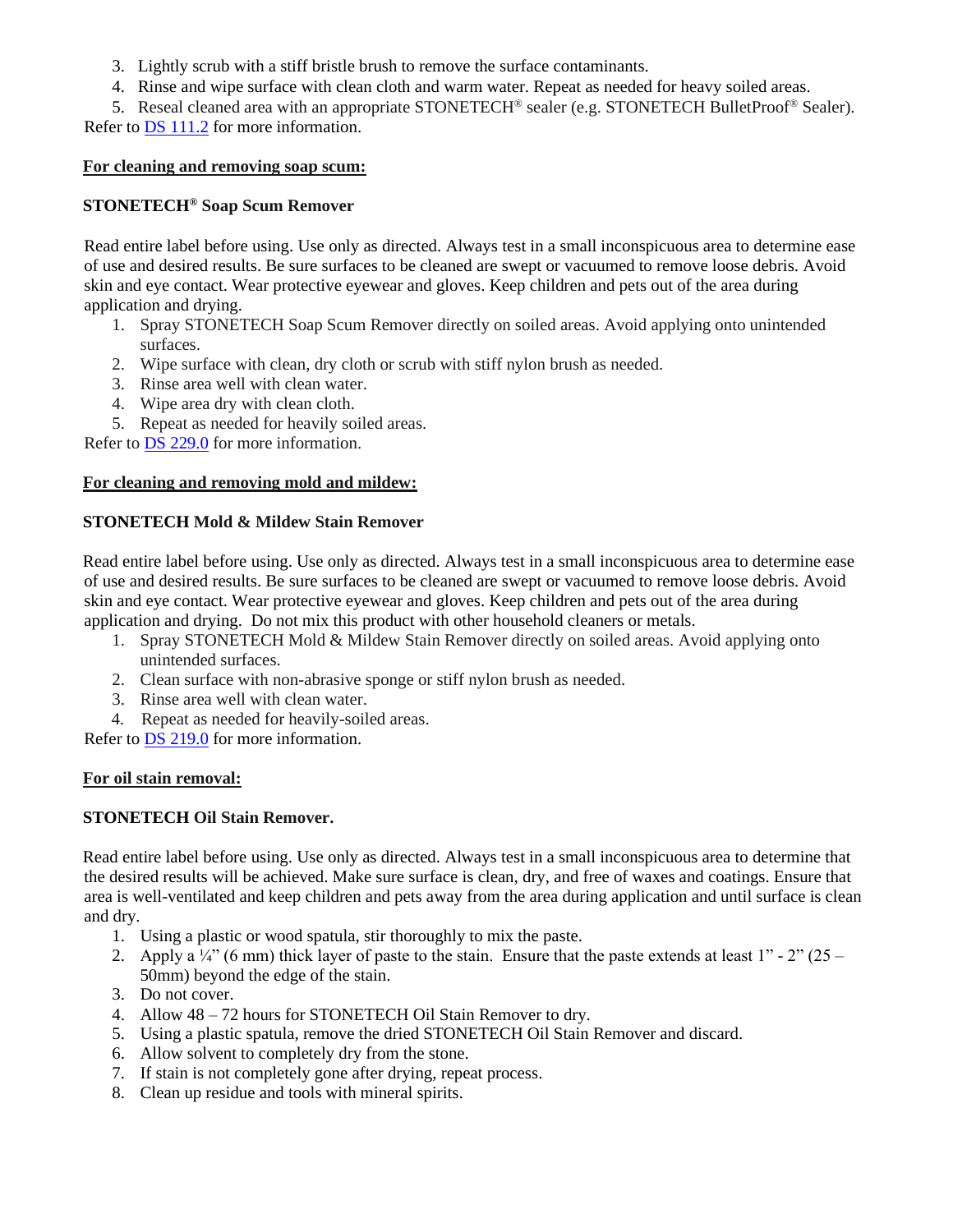3. Lightly scrub with a stiff bristle brush to remove the surface contaminants.
4. Rinse and wipe surface with clean cloth and warm water. Repeat as needed for heavy soiled areas.
5. Reseal cleaned area with an appropriate STONETECH® sealer (e.g. STONETECH BulletProof® Sealer).

Refer to DS 111.2 for more information.

**For cleaning and removing soap scum:**

**STONETECH® Soap Scum Remover**

Read entire label before using. Use only as directed. Always test in a small inconspicuous area to determine ease of use and desired results. Be sure surfaces to be cleaned are swept or vacuumed to remove loose debris. Avoid skin and eye contact. Wear protective eyewear and gloves. Keep children and pets out of the area during application and drying.

1. Spray STONETECH Soap Scum Remover directly on soiled areas. Avoid applying onto unintended surfaces.
2. Wipe surface with clean, dry cloth or scrub with stiff nylon brush as needed.
3. Rinse area well with clean water.
4. Wipe area dry with clean cloth.
5. Repeat as needed for heavily soiled areas.

Refer to DS 229.0 for more information.

**For cleaning and removing mold and mildew:**

**STONETECH Mold & Mildew Stain Remover**

Read entire label before using. Use only as directed. Always test in a small inconspicuous area to determine ease of use and desired results. Be sure surfaces to be cleaned are swept or vacuumed to remove loose debris. Avoid skin and eye contact. Wear protective eyewear and gloves. Keep children and pets out of the area during application and drying. Do not mix this product with other household cleaners or metals.

1. Spray STONETECH Mold & Mildew Stain Remover directly on soiled areas. Avoid applying onto unintended surfaces.
2. Clean surface with non-abrasive sponge or stiff nylon brush as needed.
3. Rinse area well with clean water.
4. Repeat as needed for heavily-soiled areas.

Refer to DS 219.0 for more information.

**For oil stain removal:**

**STONETECH Oil Stain Remover.**

Read entire label before using. Use only as directed. Always test in a small inconspicuous area to determine that the desired results will be achieved. Make sure surface is clean, dry, and free of waxes and coatings. Ensure that area is well-ventilated and keep children and pets away from the area during application and until surface is clean and dry.

1. Using a plastic or wood spatula, stir thoroughly to mix the paste.
2. Apply a ¼" (6 mm) thick layer of paste to the stain. Ensure that the paste extends at least 1" - 2" (25 – 50mm) beyond the edge of the stain.
3. Do not cover.
4. Allow 48 – 72 hours for STONETECH Oil Stain Remover to dry.
5. Using a plastic spatula, remove the dried STONETECH Oil Stain Remover and discard.
6. Allow solvent to completely dry from the stone.
7. If stain is not completely gone after drying, repeat process.
8. Clean up residue and tools with mineral spirits.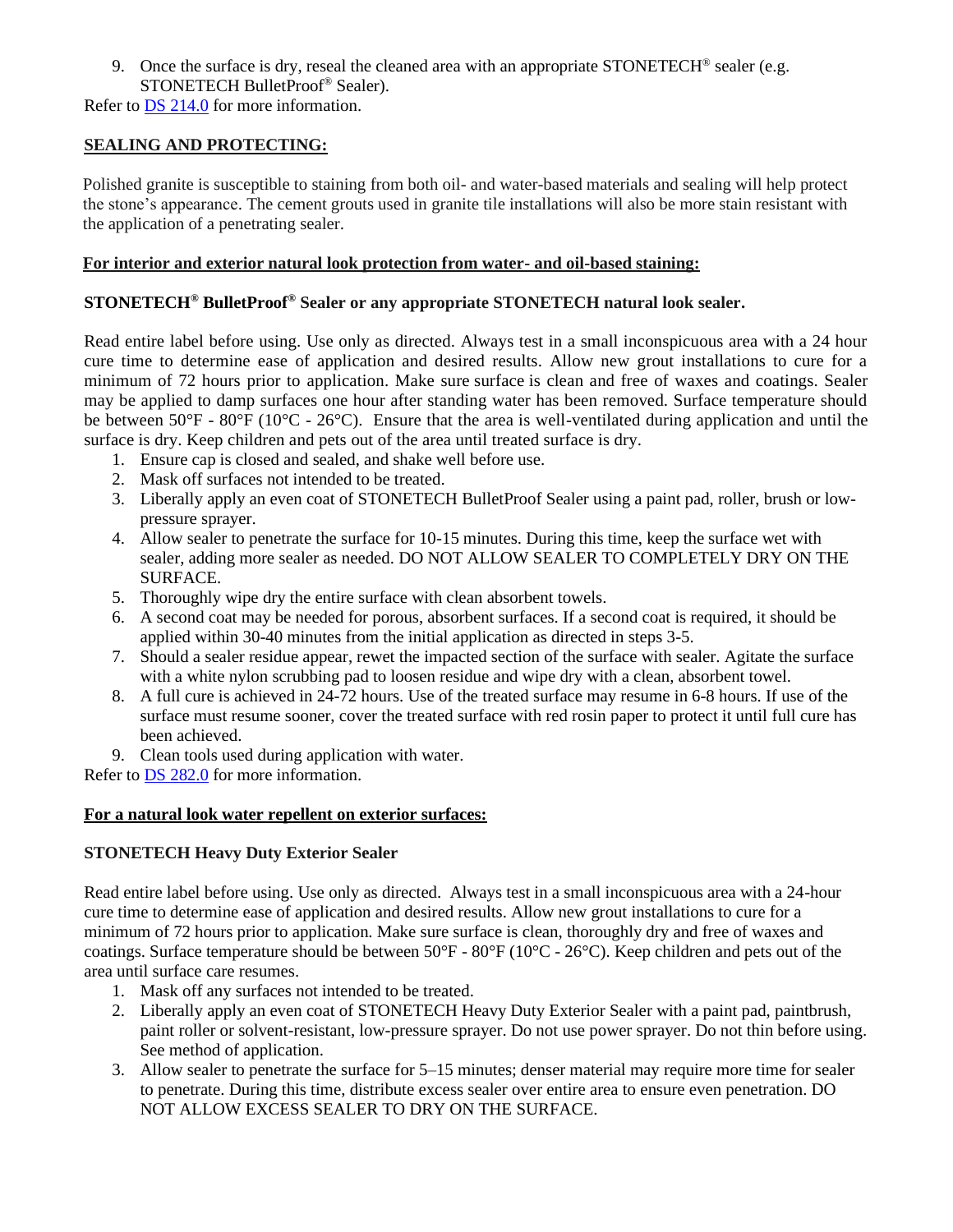9. Once the surface is dry, reseal the cleaned area with an appropriate STONETECH® sealer (e.g. STONETECH BulletProof® Sealer).

Refer to [DS 214.0](DS 214.0) for more information.

## SEALING AND PROTECTING:

Polished granite is susceptible to staining from both oil- and water-based materials and sealing will help protect the stone's appearance. The cement grouts used in granite tile installations will also be more stain resistant with the application of a penetrating sealer.

### For interior and exterior natural look protection from water- and oil-based staining:

**STONETECH® BulletProof® Sealer or any appropriate STONETECH natural look sealer.**

Read entire label before using. Use only as directed. Always test in a small inconspicuous area with a 24 hour cure time to determine ease of application and desired results. Allow new grout installations to cure for a minimum of 72 hours prior to application. Make sure surface is clean and free of waxes and coatings. Sealer may be applied to damp surfaces one hour after standing water has been removed. Surface temperature should be between 50°F - 80°F (10°C - 26°C). Ensure that the area is well-ventilated during application and until the surface is dry. Keep children and pets out of the area until treated surface is dry.

1. Ensure cap is closed and sealed, and shake well before use.
2. Mask off surfaces not intended to be treated.
3. Liberally apply an even coat of STONETECH BulletProof Sealer using a paint pad, roller, brush or low-pressure sprayer.
4. Allow sealer to penetrate the surface for 10-15 minutes. During this time, keep the surface wet with sealer, adding more sealer as needed. DO NOT ALLOW SEALER TO COMPLETELY DRY ON THE SURFACE.
5. Thoroughly wipe dry the entire surface with clean absorbent towels.
6. A second coat may be needed for porous, absorbent surfaces. If a second coat is required, it should be applied within 30-40 minutes from the initial application as directed in steps 3-5.
7. Should a sealer residue appear, rewet the impacted section of the surface with sealer. Agitate the surface with a white nylon scrubbing pad to loosen residue and wipe dry with a clean, absorbent towel.
8. A full cure is achieved in 24-72 hours. Use of the treated surface may resume in 6-8 hours. If use of the surface must resume sooner, cover the treated surface with red rosin paper to protect it until full cure has been achieved.
9. Clean tools used during application with water.

Refer to [DS 282.0](DS 282.0) for more information.

### For a natural look water repellent on exterior surfaces:

**STONETECH Heavy Duty Exterior Sealer**

Read entire label before using. Use only as directed. Always test in a small inconspicuous area with a 24-hour cure time to determine ease of application and desired results. Allow new grout installations to cure for a minimum of 72 hours prior to application. Make sure surface is clean, thoroughly dry and free of waxes and coatings. Surface temperature should be between 50°F - 80°F (10°C - 26°C). Keep children and pets out of the area until surface care resumes.

1. Mask off any surfaces not intended to be treated.
2. Liberally apply an even coat of STONETECH Heavy Duty Exterior Sealer with a paint pad, paintbrush, paint roller or solvent-resistant, low-pressure sprayer. Do not use power sprayer. Do not thin before using. See method of application.
3. Allow sealer to penetrate the surface for 5–15 minutes; denser material may require more time for sealer to penetrate. During this time, distribute excess sealer over entire area to ensure even penetration. DO NOT ALLOW EXCESS SEALER TO DRY ON THE SURFACE.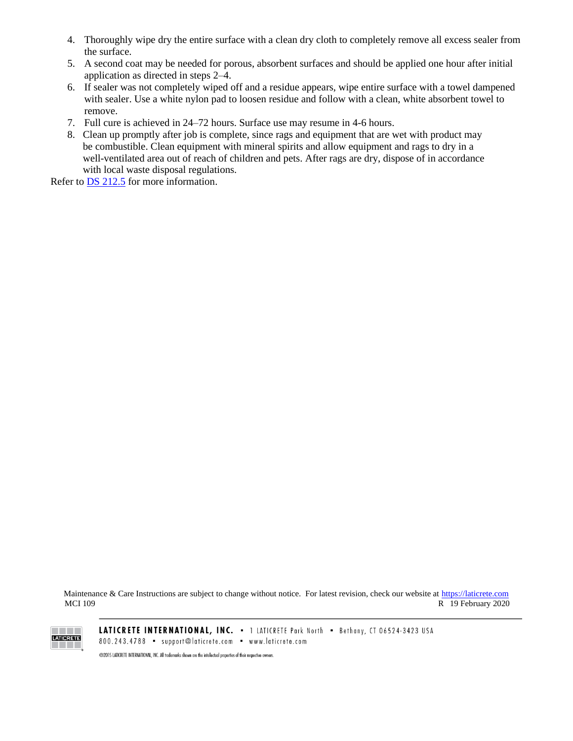4. Thoroughly wipe dry the entire surface with a clean dry cloth to completely remove all excess sealer from the surface.
5. A second coat may be needed for porous, absorbent surfaces and should be applied one hour after initial application as directed in steps 2–4.
6. If sealer was not completely wiped off and a residue appears, wipe entire surface with a towel dampened with sealer. Use a white nylon pad to loosen residue and follow with a clean, white absorbent towel to remove.
7. Full cure is achieved in 24–72 hours. Surface use may resume in 4-6 hours.
8. Clean up promptly after job is complete, since rags and equipment that are wet with product may be combustible. Clean equipment with mineral spirits and allow equipment and rags to dry in a well-ventilated area out of reach of children and pets. After rags are dry, dispose of in accordance with local waste disposal regulations.

Refer to DS 212.5 for more information.

Maintenance & Care Instructions are subject to change without notice. For latest revision, check our website at https://laticrete.com

MCI 109 R 19 February 2020

**LATICRETE INTERNATIONAL, INC.** ▪ 1 LATICRETE Park North ▪ Bethany, CT 06524-3423 USA
800.243.4788 ▪ support@laticrete.com ▪ www.laticrete.com

©2015 LATICRETE INTERNATIONAL, INC. All trademarks shown are the intellectual properties of their respective owners.